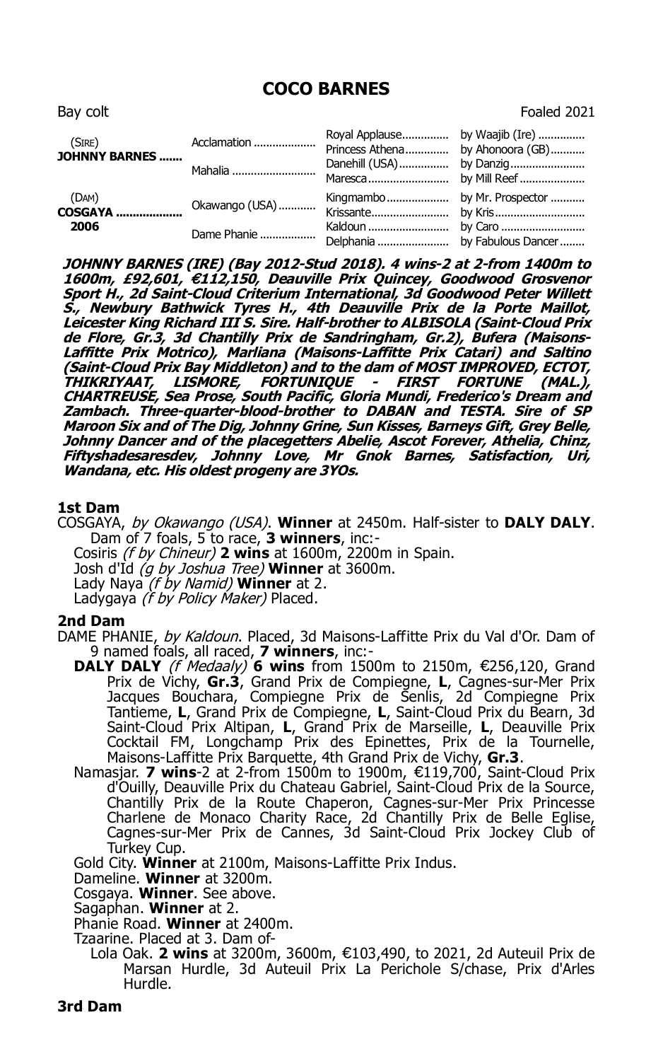# COCO BARNES

Bay colt Foaled 2021

| | | | |
|---|---|---|---|
| (SIRE) **JOHNNY BARNES** | Acclamation | Royal Applause | by Waajib (Ire) |
| | | Princess Athena | by Ahonoora (GB) |
| | Mahalia | Danehill (USA) | by Danzig |
| | | Maresca | by Mill Reef |
| (DAM) **COSGAYA** **2006** | Okawango (USA) | Kingmambo | by Mr. Prospector |
| | | Krissante | by Kris |
| | Dame Phanie | Kaldoun | by Caro |
| | | Delphania | by Fabulous Dancer |

***JOHNNY BARNES (IRE) (Bay 2012-Stud 2018). 4 wins-2 at 2-from 1400m to 1600m, £92,601, €112,150, Deauville Prix Quincey, Goodwood Grosvenor Sport H., 2d Saint-Cloud Criterium International, 3d Goodwood Peter Willett S., Newbury Bathwick Tyres H., 4th Deauville Prix de la Porte Maillot, Leicester King Richard III S. Sire. Half-brother to ALBISOLA (Saint-Cloud Prix de Flore, Gr.3, 3d Chantilly Prix de Sandringham, Gr.2), Bufera (Maisons-Laffitte Prix Motrico), Marliana (Maisons-Laffitte Prix Catari) and Saltino (Saint-Cloud Prix Bay Middleton) and to the dam of MOST IMPROVED, ECTOT, THIKRIYAAT, LISMORE, FORTUNIQUE - FIRST FORTUNE (MAL.), CHARTREUSE, Sea Prose, South Pacific, Gloria Mundi, Frederico's Dream and Zambach. Three-quarter-blood-brother to DABAN and TESTA. Sire of SP Maroon Six and of The Dig, Johnny Grine, Sun Kisses, Barneys Gift, Grey Belle, Johnny Dancer and of the placegetters Abelie, Ascot Forever, Athelia, Chinz, Fiftyshadesaresdev, Johnny Love, Mr Gnok Barnes, Satisfaction, Uri, Wandana, etc. His oldest progeny are 3YOs.***

### 1st Dam

COSGAYA, *by Okawango (USA)*. **Winner** at 2450m. Half-sister to **DALY DALY**. Dam of 7 foals, 5 to race, **3 winners**, inc:-

- Cosiris *(f by Chineur)* **2 wins** at 1600m, 2200m in Spain.
- Josh d'Id *(g by Joshua Tree)* **Winner** at 3600m.
- Lady Naya *(f by Namid)* **Winner** at 2.
- Ladygaya *(f by Policy Maker)* Placed.

### 2nd Dam

DAME PHANIE, *by Kaldoun*. Placed, 3d Maisons-Laffitte Prix du Val d'Or. Dam of 9 named foals, all raced, **7 winners**, inc:-

- **DALY DALY** *(f Medaaly)* **6 wins** from 1500m to 2150m, €256,120, Grand Prix de Vichy, **Gr.3**, Grand Prix de Compiegne, **L**, Cagnes-sur-Mer Prix Jacques Bouchara, Compiegne Prix de Senlis, 2d Compiegne Prix Tantieme, **L**, Grand Prix de Compiegne, **L**, Saint-Cloud Prix du Bearn, 3d Saint-Cloud Prix Altipan, **L**, Grand Prix de Marseille, **L**, Deauville Prix Cocktail FM, Longchamp Prix des Epinettes, Prix de la Tournelle, Maisons-Laffitte Prix Barquette, 4th Grand Prix de Vichy, **Gr.3**.
- Namasjar. **7 wins**-2 at 2-from 1500m to 1900m, €119,700, Saint-Cloud Prix d'Ouilly, Deauville Prix du Chateau Gabriel, Saint-Cloud Prix de la Source, Chantilly Prix de la Route Chaperon, Cagnes-sur-Mer Prix Princesse Charlene de Monaco Charity Race, 2d Chantilly Prix de Belle Eglise, Cagnes-sur-Mer Prix de Cannes, 3d Saint-Cloud Prix Jockey Club of Turkey Cup.
- Gold City. **Winner** at 2100m, Maisons-Laffitte Prix Indus.
- Dameline. **Winner** at 3200m.
- Cosgaya. **Winner**. See above.
- Sagaphan. **Winner** at 2.
- Phanie Road. **Winner** at 2400m.
- Tzaarine. Placed at 3. Dam of-
  - Lola Oak. **2 wins** at 3200m, 3600m, €103,490, to 2021, 2d Auteuil Prix de Marsan Hurdle, 3d Auteuil Prix La Perichole S/chase, Prix d'Arles Hurdle.

### 3rd Dam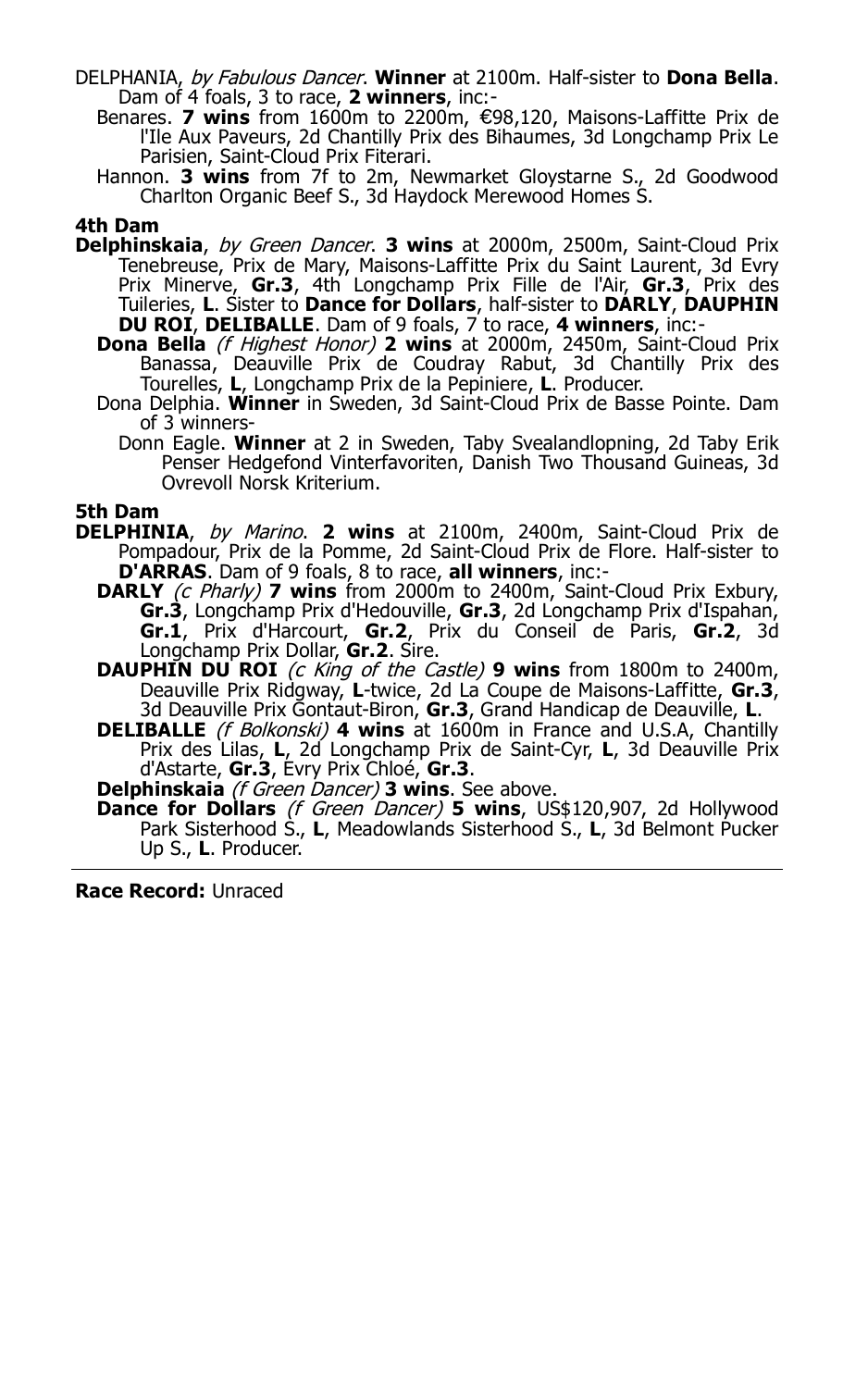DELPHANIA, *by Fabulous Dancer*. **Winner** at 2100m. Half-sister to **Dona Bella**. Dam of 4 foals, 3 to race, **2 winners**, inc:-

Benares. **7 wins** from 1600m to 2200m, €98,120, Maisons-Laffitte Prix de l'Ile Aux Paveurs, 2d Chantilly Prix des Bihaumes, 3d Longchamp Prix Le Parisien, Saint-Cloud Prix Fiterari.

Hannon. **3 wins** from 7f to 2m, Newmarket Gloystarne S., 2d Goodwood Charlton Organic Beef S., 3d Haydock Merewood Homes S.

**4th Dam**

**Delphinskaia**, *by Green Dancer*. **3 wins** at 2000m, 2500m, Saint-Cloud Prix Tenebreuse, Prix de Mary, Maisons-Laffitte Prix du Saint Laurent, 3d Evry Prix Minerve, **Gr.3**, 4th Longchamp Prix Fille de l'Air, **Gr.3**, Prix des Tuileries, **L**. Sister to **Dance for Dollars**, half-sister to **DARLY**, **DAUPHIN DU ROI**, **DELIBALLE**. Dam of 9 foals, 7 to race, **4 winners**, inc:-

**Dona Bella** *(f Highest Honor)* **2 wins** at 2000m, 2450m, Saint-Cloud Prix Banassa, Deauville Prix de Coudray Rabut, 3d Chantilly Prix des Tourelles, **L**, Longchamp Prix de la Pepiniere, **L**. Producer.

Dona Delphia. **Winner** in Sweden, 3d Saint-Cloud Prix de Basse Pointe. Dam of 3 winners-

Donn Eagle. **Winner** at 2 in Sweden, Taby Svealandlopning, 2d Taby Erik Penser Hedgefond Vinterfavoriten, Danish Two Thousand Guineas, 3d Ovrevoll Norsk Kriterium.

**5th Dam**

**DELPHINIA**, *by Marino*. **2 wins** at 2100m, 2400m, Saint-Cloud Prix de Pompadour, Prix de la Pomme, 2d Saint-Cloud Prix de Flore. Half-sister to **D'ARRAS**. Dam of 9 foals, 8 to race, **all winners**, inc:-

**DARLY** *(c Pharly)* **7 wins** from 2000m to 2400m, Saint-Cloud Prix Exbury, **Gr.3**, Longchamp Prix d'Hedouville, **Gr.3**, 2d Longchamp Prix d'Ispahan, **Gr.1**, Prix d'Harcourt, **Gr.2**, Prix du Conseil de Paris, **Gr.2**, 3d Longchamp Prix Dollar, **Gr.2**. Sire.

**DAUPHIN DU ROI** *(c King of the Castle)* **9 wins** from 1800m to 2400m, Deauville Prix Ridgway, **L**-twice, 2d La Coupe de Maisons-Laffitte, **Gr.3**, 3d Deauville Prix Gontaut-Biron, **Gr.3**, Grand Handicap de Deauville, **L**.

**DELIBALLE** *(f Bolkonski)* **4 wins** at 1600m in France and U.S.A, Chantilly Prix des Lilas, **L**, 2d Longchamp Prix de Saint-Cyr, **L**, 3d Deauville Prix d'Astarte, **Gr.3**, Evry Prix Chloé, **Gr.3**.

**Delphinskaia** *(f Green Dancer)* **3 wins**. See above.

**Dance for Dollars** *(f Green Dancer)* **5 wins**, US$120,907, 2d Hollywood Park Sisterhood S., **L**, Meadowlands Sisterhood S., **L**, 3d Belmont Pucker Up S., **L**. Producer.

---

**Race Record:** Unraced